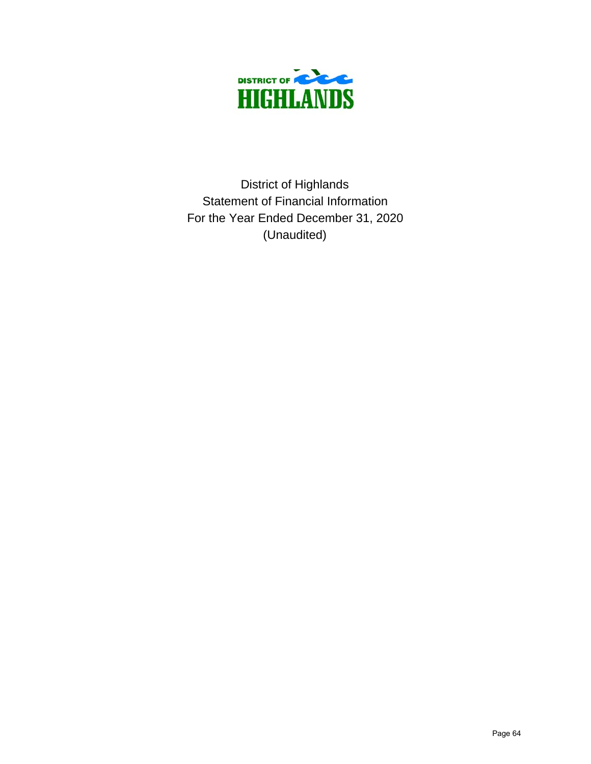DISTRICT OF HIGHLANDS

District of Highlands
Statement of Financial Information
For the Year Ended December 31, 2020
(Unaudited)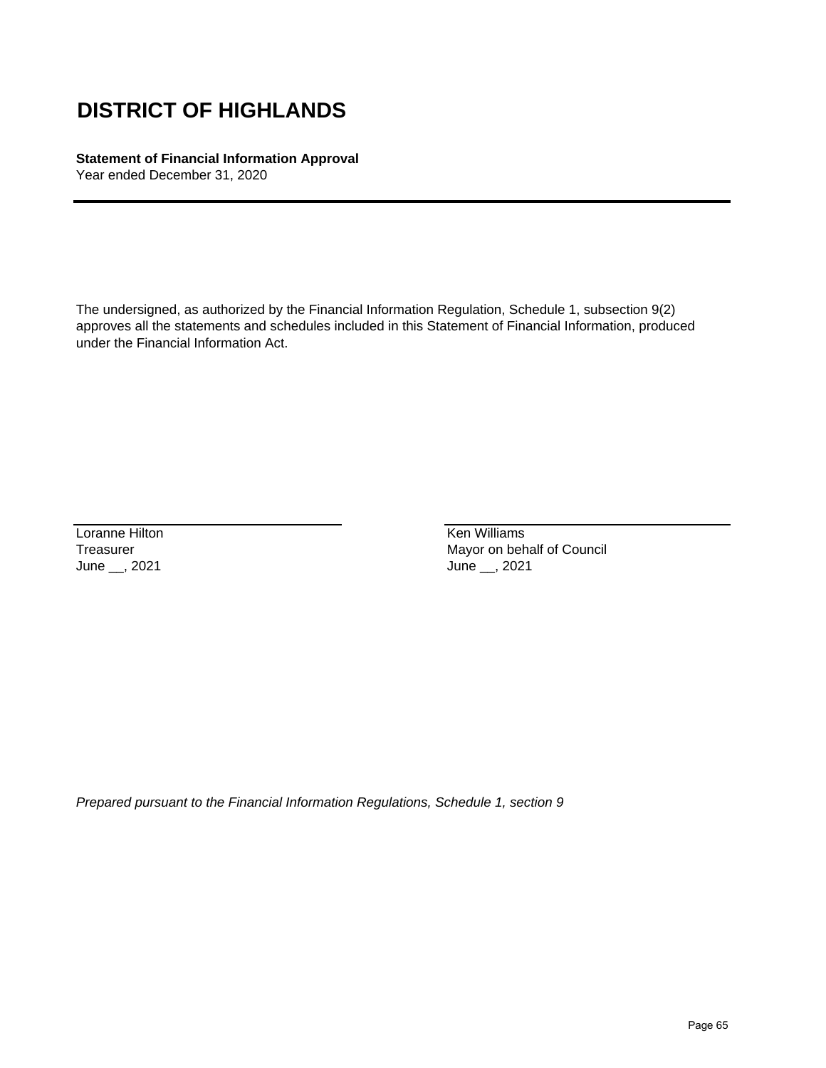# DISTRICT OF HIGHLANDS

**Statement of Financial Information Approval**
Year ended December 31, 2020

The undersigned, as authorized by the Financial Information Regulation, Schedule 1, subsection 9(2) approves all the statements and schedules included in this Statement of Financial Information, produced under the Financial Information Act.

| | |
|---|---|
| Loranne Hilton | Ken Williams |
| Treasurer | Mayor on behalf of Council |
| June __, 2021 | June __, 2021 |

*Prepared pursuant to the Financial Information Regulations, Schedule 1, section 9*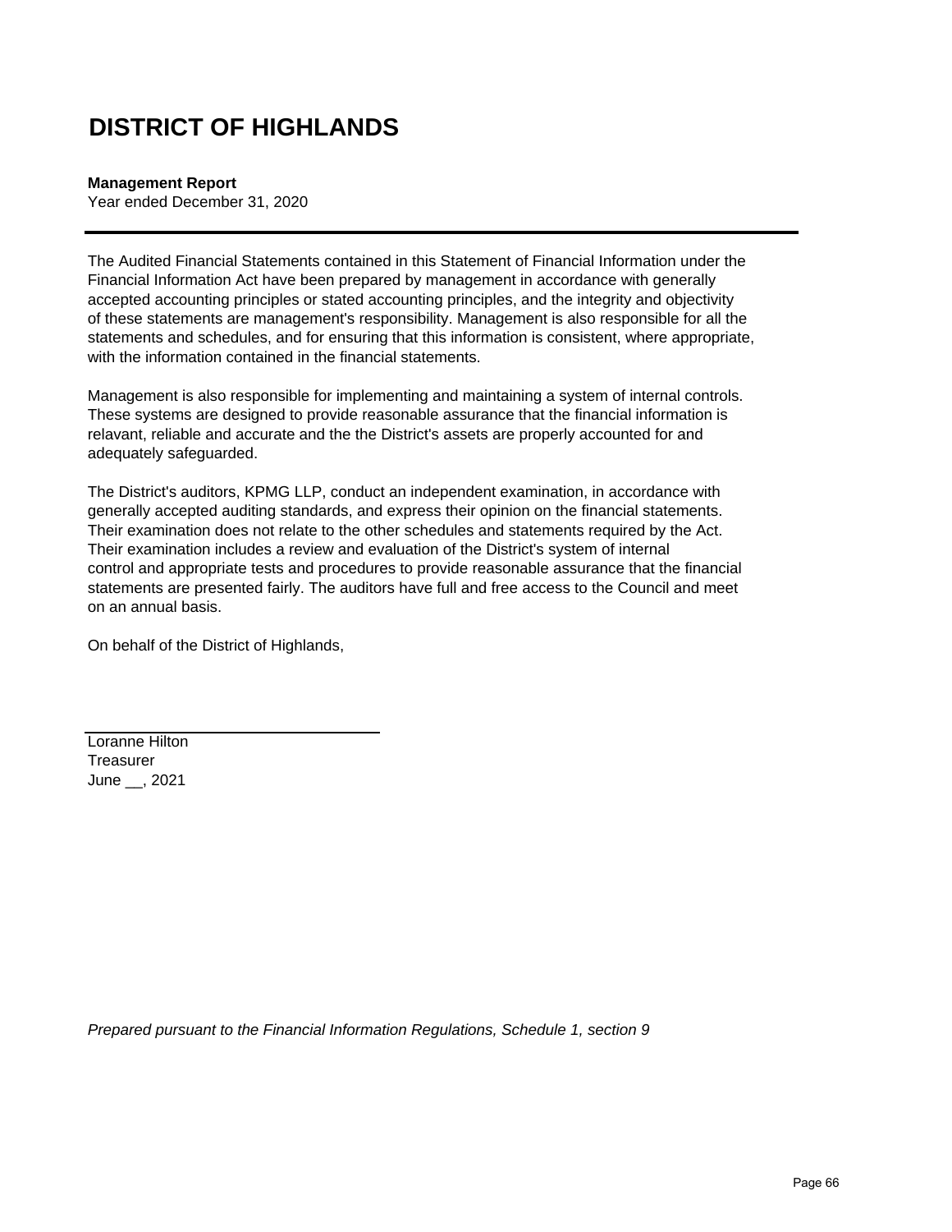# DISTRICT OF HIGHLANDS

**Management Report**
Year ended December 31, 2020

---

The Audited Financial Statements contained in this Statement of Financial Information under the Financial Information Act have been prepared by management in accordance with generally accepted accounting principles or stated accounting principles, and the integrity and objectivity of these statements are management's responsibility. Management is also responsible for all the statements and schedules, and for ensuring that this information is consistent, where appropriate, with the information contained in the financial statements.

Management is also responsible for implementing and maintaining a system of internal controls. These systems are designed to provide reasonable assurance that the financial information is relavant, reliable and accurate and the the District's assets are properly accounted for and adequately safeguarded.

The District's auditors, KPMG LLP, conduct an independent examination, in accordance with generally accepted auditing standards, and express their opinion on the financial statements. Their examination does not relate to the other schedules and statements required by the Act. Their examination includes a review and evaluation of the District's system of internal control and appropriate tests and procedures to provide reasonable assurance that the financial statements are presented fairly. The auditors have full and free access to the Council and meet on an annual basis.

On behalf of the District of Highlands,

Loranne Hilton
Treasurer
June __, 2021

*Prepared pursuant to the Financial Information Regulations, Schedule 1, section 9*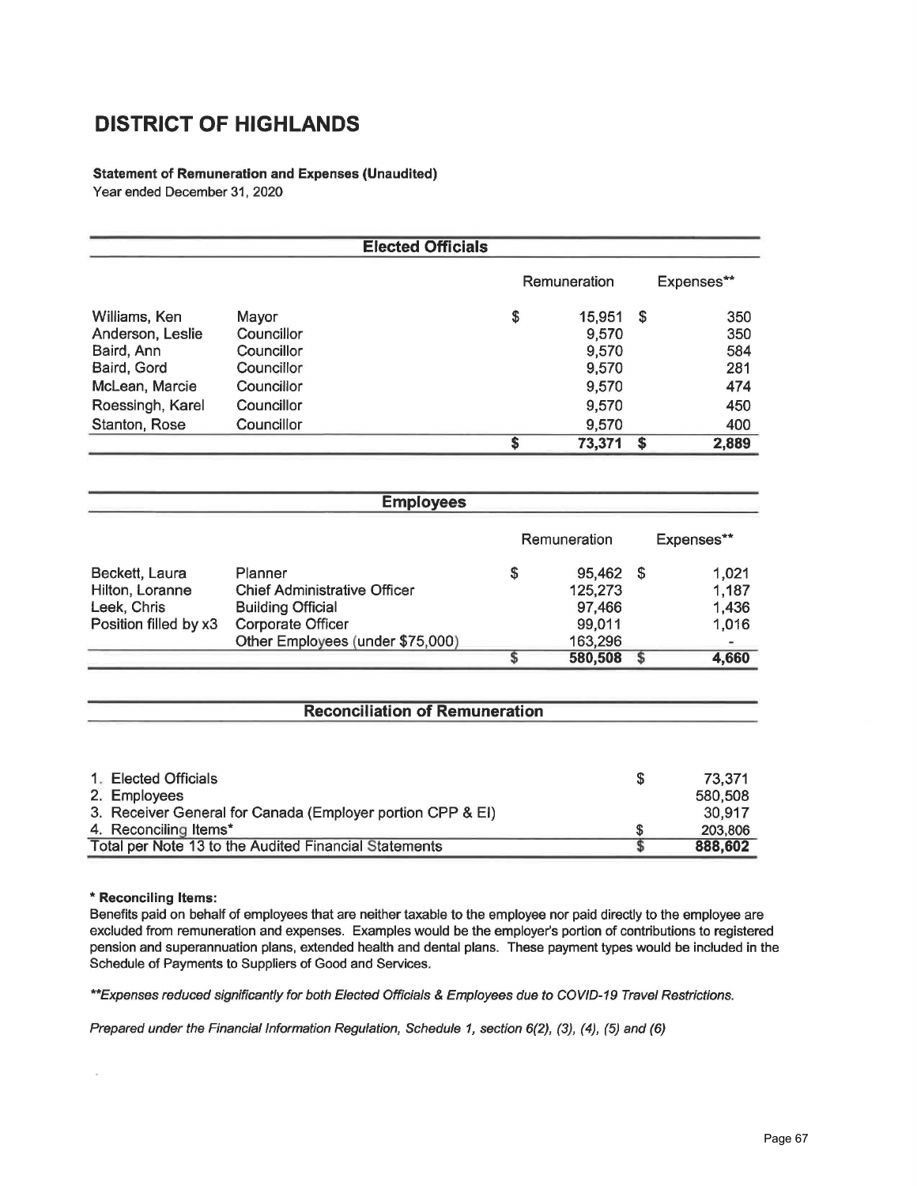# DISTRICT OF HIGHLANDS

**Statement of Remuneration and Expenses (Unaudited)**
Year ended December 31, 2020

## Elected Officials

| | | Remuneration | Expenses** |
|---|---|---|---|
| Williams, Ken | Mayor | $ 15,951 | $ 350 |
| Anderson, Leslie | Councillor | 9,570 | 350 |
| Baird, Ann | Councillor | 9,570 | 584 |
| Baird, Gord | Councillor | 9,570 | 281 |
| McLean, Marcie | Councillor | 9,570 | 474 |
| Roessingh, Karel | Councillor | 9,570 | 450 |
| Stanton, Rose | Councillor | 9,570 | 400 |
| | | $ 73,371 | $ 2,889 |

## Employees

| | | Remuneration | Expenses** |
|---|---|---|---|
| Beckett, Laura | Planner | $ 95,462 | $ 1,021 |
| Hilton, Loranne | Chief Administrative Officer | 125,273 | 1,187 |
| Leek, Chris | Building Official | 97,466 | 1,436 |
| Position filled by x3 | Corporate Officer | 99,011 | 1,016 |
| | Other Employees (under $75,000) | 163,296 | - |
| | | $ 580,508 | $ 4,660 |

## Reconciliation of Remuneration

| | |
|---|---|
| 1. Elected Officials | $ 73,371 |
| 2. Employees | 580,508 |
| 3. Receiver General for Canada (Employer portion CPP & EI) | 30,917 |
| 4. Reconciling Items* | $ 203,806 |
| Total per Note 13 to the Audited Financial Statements | $ 888,602 |

**\* Reconciling Items:**
Benefits paid on behalf of employees that are neither taxable to the employee nor paid directly to the employee are excluded from remuneration and expenses. Examples would be the employer's portion of contributions to registered pension and superannuation plans, extended health and dental plans. These payment types would be included in the Schedule of Payments to Suppliers of Good and Services.

*\*\*Expenses reduced significantly for both Elected Officials & Employees due to COVID-19 Travel Restrictions.*

*Prepared under the Financial Information Regulation, Schedule 1, section 6(2), (3), (4), (5) and (6)*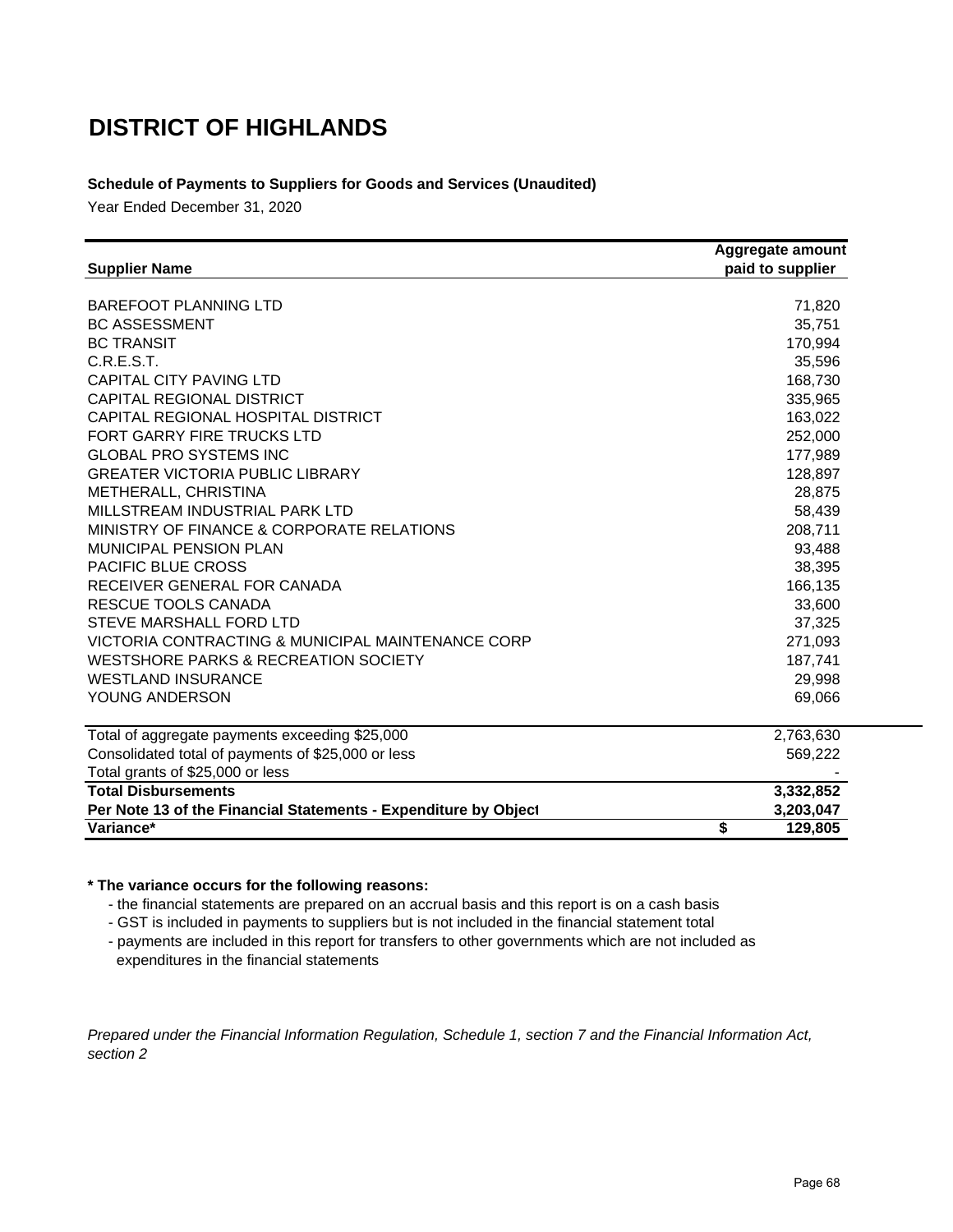# DISTRICT OF HIGHLANDS

**Schedule of Payments to Suppliers for Goods and Services (Unaudited)**

Year Ended December 31, 2020

| Supplier Name | Aggregate amount paid to supplier |
|---|---|
| BAREFOOT PLANNING LTD | 71,820 |
| BC ASSESSMENT | 35,751 |
| BC TRANSIT | 170,994 |
| C.R.E.S.T. | 35,596 |
| CAPITAL CITY PAVING LTD | 168,730 |
| CAPITAL REGIONAL DISTRICT | 335,965 |
| CAPITAL REGIONAL HOSPITAL DISTRICT | 163,022 |
| FORT GARRY FIRE TRUCKS LTD | 252,000 |
| GLOBAL PRO SYSTEMS INC | 177,989 |
| GREATER VICTORIA PUBLIC LIBRARY | 128,897 |
| METHERALL, CHRISTINA | 28,875 |
| MILLSTREAM INDUSTRIAL PARK LTD | 58,439 |
| MINISTRY OF FINANCE & CORPORATE RELATIONS | 208,711 |
| MUNICIPAL PENSION PLAN | 93,488 |
| PACIFIC BLUE CROSS | 38,395 |
| RECEIVER GENERAL FOR CANADA | 166,135 |
| RESCUE TOOLS CANADA | 33,600 |
| STEVE MARSHALL FORD LTD | 37,325 |
| VICTORIA CONTRACTING & MUNICIPAL MAINTENANCE CORP | 271,093 |
| WESTSHORE PARKS & RECREATION SOCIETY | 187,741 |
| WESTLAND INSURANCE | 29,998 |
| YOUNG ANDERSON | 69,066 |
| Total of aggregate payments exceeding $25,000 | 2,763,630 |
| Consolidated total of payments of $25,000 or less | 569,222 |
| Total grants of $25,000 or less | - |
| **Total Disbursements** | **3,332,852** |
| **Per Note 13 of the Financial Statements - Expenditure by Object** | **3,203,047** |
| **Variance*** | **$ 129,805** |

**\* The variance occurs for the following reasons:**

- the financial statements are prepared on an accrual basis and this report is on a cash basis
- GST is included in payments to suppliers but is not included in the financial statement total
- payments are included in this report for transfers to other governments which are not included as expenditures in the financial statements

*Prepared under the Financial Information Regulation, Schedule 1, section 7 and the Financial Information Act, section 2*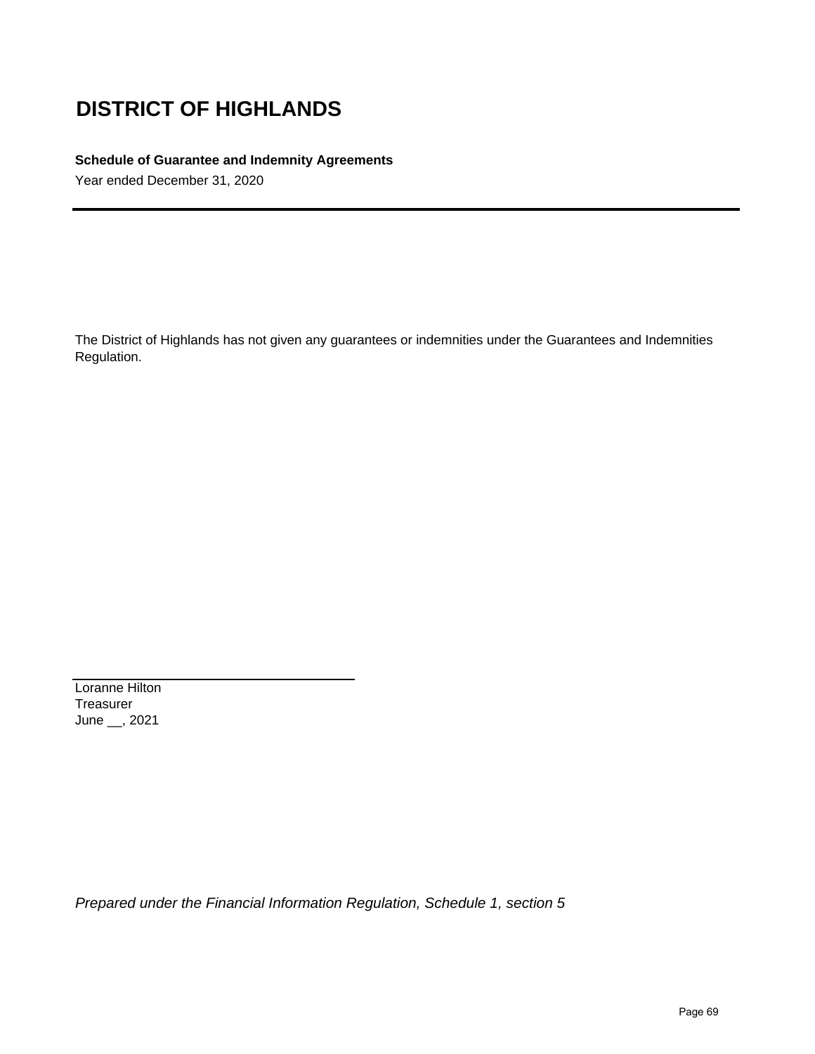# DISTRICT OF HIGHLANDS

**Schedule of Guarantee and Indemnity Agreements**

Year ended December 31, 2020

---

The District of Highlands has not given any guarantees or indemnities under the Guarantees and Indemnities Regulation.

\_\_\_\_\_\_\_\_\_\_\_\_\_\_\_\_\_\_\_\_\_\_\_\_\_\_\_\_\_\_\_\_\_\_\_\_

Loranne Hilton
Treasurer
June __, 2021

*Prepared under the Financial Information Regulation, Schedule 1, section 5*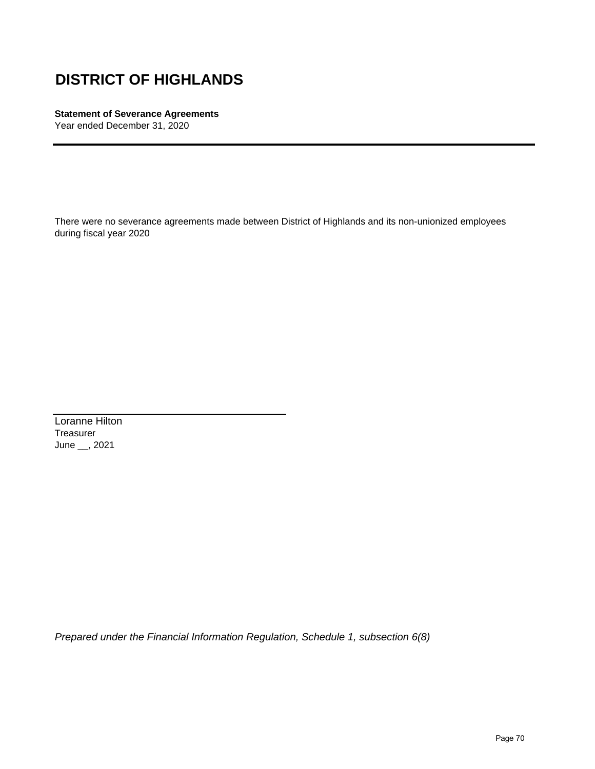# DISTRICT OF HIGHLANDS

**Statement of Severance Agreements**
Year ended December 31, 2020

There were no severance agreements made between District of Highlands and its non-unionized employees during fiscal year 2020

Loranne Hilton
Treasurer
June __, 2021

*Prepared under the Financial Information Regulation, Schedule 1, subsection 6(8)*